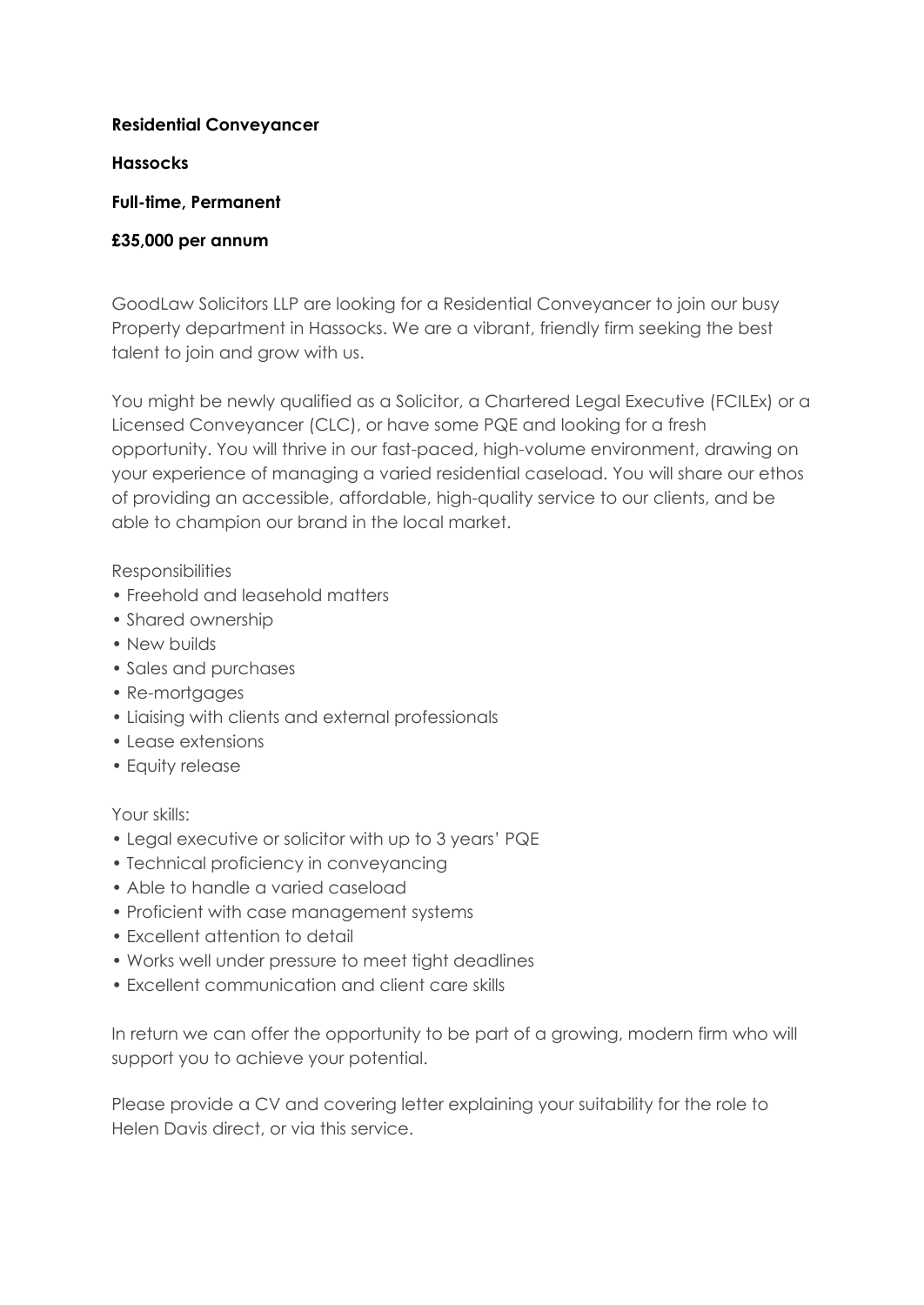**Residential Conveyancer**

**Hassocks**

**Full-time, Permanent**

**£35,000 per annum**

GoodLaw Solicitors LLP are looking for a Residential Conveyancer to join our busy Property department in Hassocks. We are a vibrant, friendly firm seeking the best talent to join and grow with us.

You might be newly qualified as a Solicitor, a Chartered Legal Executive (FCILEx) or a Licensed Conveyancer (CLC), or have some PQE and looking for a fresh opportunity. You will thrive in our fast-paced, high-volume environment, drawing on your experience of managing a varied residential caseload. You will share our ethos of providing an accessible, affordable, high-quality service to our clients, and be able to champion our brand in the local market.

Responsibilities

- Freehold and leasehold matters
- Shared ownership
- New builds
- Sales and purchases
- Re-mortgages
- Liaising with clients and external professionals
- Lease extensions
- Equity release

Your skills:

- Legal executive or solicitor with up to 3 years' PQE
- Technical proficiency in conveyancing
- Able to handle a varied caseload
- Proficient with case management systems
- Excellent attention to detail
- Works well under pressure to meet tight deadlines
- Excellent communication and client care skills

In return we can offer the opportunity to be part of a growing, modern firm who will support you to achieve your potential.

Please provide a CV and covering letter explaining your suitability for the role to Helen Davis direct, or via this service.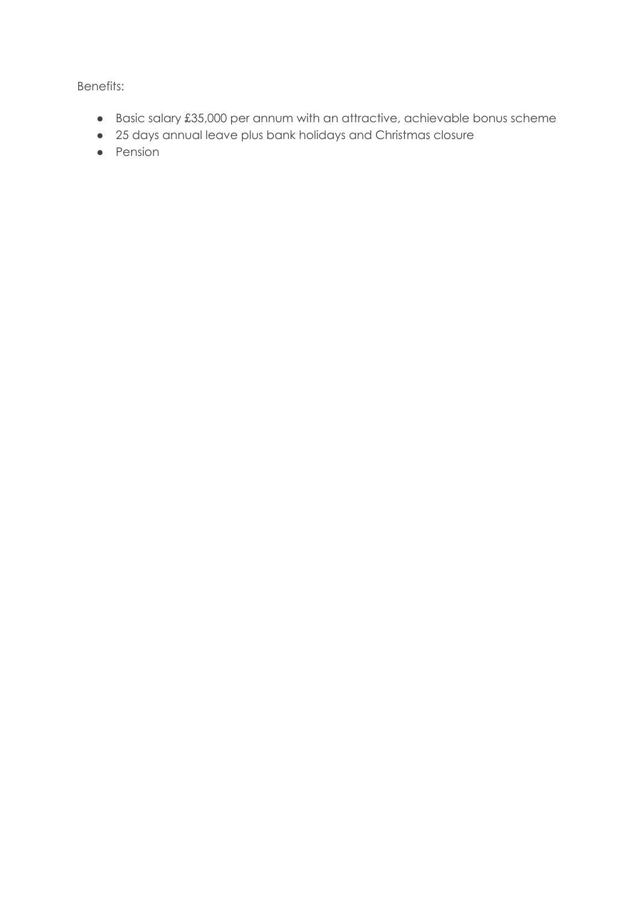Benefits:

- Basic salary £35,000 per annum with an attractive, achievable bonus scheme
- 25 days annual leave plus bank holidays and Christmas closure
- Pension